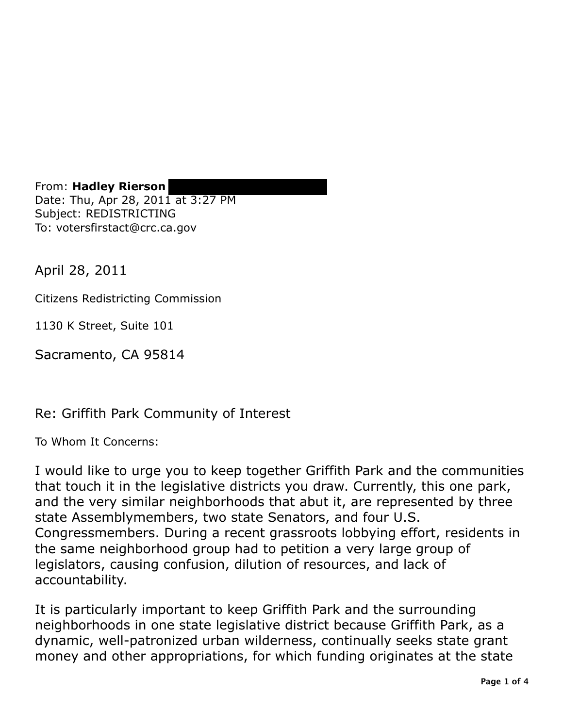From: **Hadley Rierson**
Date: Thu, Apr 28, 2011 at 3:27 PM
Subject: REDISTRICTING
To: votersfirstact@crc.ca.gov

April 28, 2011

Citizens Redistricting Commission

1130 K Street, Suite 101

Sacramento, CA 95814

Re: Griffith Park Community of Interest

To Whom It Concerns:

I would like to urge you to keep together Griffith Park and the communities that touch it in the legislative districts you draw. Currently, this one park, and the very similar neighborhoods that abut it, are represented by three state Assemblymembers, two state Senators, and four U.S. Congressmembers. During a recent grassroots lobbying effort, residents in the same neighborhood group had to petition a very large group of legislators, causing confusion, dilution of resources, and lack of accountability.

It is particularly important to keep Griffith Park and the surrounding neighborhoods in one state legislative district because Griffith Park, as a dynamic, well-patronized urban wilderness, continually seeks state grant money and other appropriations, for which funding originates at the state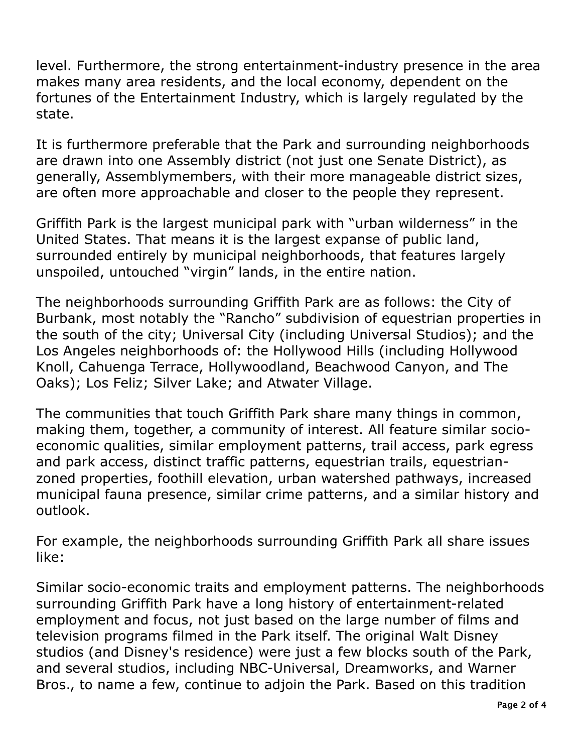level. Furthermore, the strong entertainment-industry presence in the area makes many area residents, and the local economy, dependent on the fortunes of the Entertainment Industry, which is largely regulated by the state.

It is furthermore preferable that the Park and surrounding neighborhoods are drawn into one Assembly district (not just one Senate District), as generally, Assemblymembers, with their more manageable district sizes, are often more approachable and closer to the people they represent.

Griffith Park is the largest municipal park with "urban wilderness" in the United States. That means it is the largest expanse of public land, surrounded entirely by municipal neighborhoods, that features largely unspoiled, untouched "virgin" lands, in the entire nation.

The neighborhoods surrounding Griffith Park are as follows: the City of Burbank, most notably the "Rancho" subdivision of equestrian properties in the south of the city; Universal City (including Universal Studios); and the Los Angeles neighborhoods of: the Hollywood Hills (including Hollywood Knoll, Cahuenga Terrace, Hollywoodland, Beachwood Canyon, and The Oaks); Los Feliz; Silver Lake; and Atwater Village.

The communities that touch Griffith Park share many things in common, making them, together, a community of interest. All feature similar socio-economic qualities, similar employment patterns, trail access, park egress and park access, distinct traffic patterns, equestrian trails, equestrian-zoned properties, foothill elevation, urban watershed pathways, increased municipal fauna presence, similar crime patterns, and a similar history and outlook.

For example, the neighborhoods surrounding Griffith Park all share issues like:

Similar socio-economic traits and employment patterns. The neighborhoods surrounding Griffith Park have a long history of entertainment-related employment and focus, not just based on the large number of films and television programs filmed in the Park itself. The original Walt Disney studios (and Disney's residence) were just a few blocks south of the Park, and several studios, including NBC-Universal, Dreamworks, and Warner Bros., to name a few, continue to adjoin the Park. Based on this tradition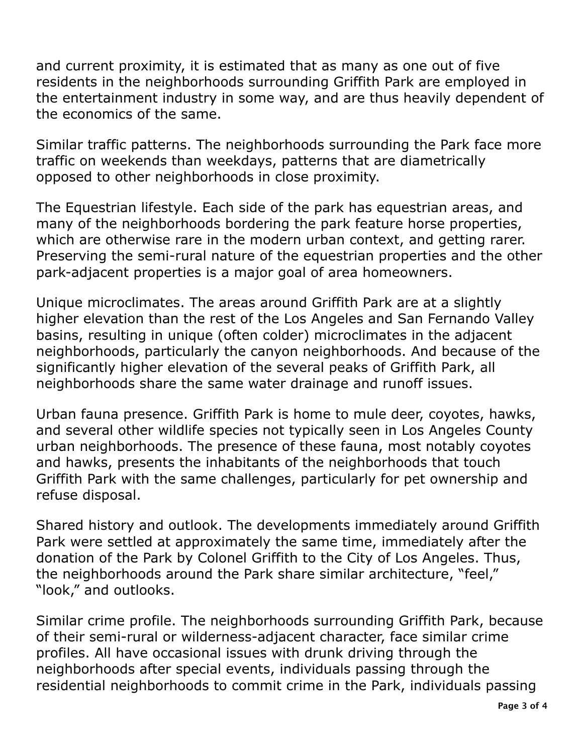and current proximity, it is estimated that as many as one out of five residents in the neighborhoods surrounding Griffith Park are employed in the entertainment industry in some way, and are thus heavily dependent of the economics of the same.

Similar traffic patterns. The neighborhoods surrounding the Park face more traffic on weekends than weekdays, patterns that are diametrically opposed to other neighborhoods in close proximity.

The Equestrian lifestyle. Each side of the park has equestrian areas, and many of the neighborhoods bordering the park feature horse properties, which are otherwise rare in the modern urban context, and getting rarer. Preserving the semi-rural nature of the equestrian properties and the other park-adjacent properties is a major goal of area homeowners.

Unique microclimates. The areas around Griffith Park are at a slightly higher elevation than the rest of the Los Angeles and San Fernando Valley basins, resulting in unique (often colder) microclimates in the adjacent neighborhoods, particularly the canyon neighborhoods. And because of the significantly higher elevation of the several peaks of Griffith Park, all neighborhoods share the same water drainage and runoff issues.

Urban fauna presence. Griffith Park is home to mule deer, coyotes, hawks, and several other wildlife species not typically seen in Los Angeles County urban neighborhoods. The presence of these fauna, most notably coyotes and hawks, presents the inhabitants of the neighborhoods that touch Griffith Park with the same challenges, particularly for pet ownership and refuse disposal.

Shared history and outlook. The developments immediately around Griffith Park were settled at approximately the same time, immediately after the donation of the Park by Colonel Griffith to the City of Los Angeles. Thus, the neighborhoods around the Park share similar architecture, "feel," "look," and outlooks.

Similar crime profile. The neighborhoods surrounding Griffith Park, because of their semi-rural or wilderness-adjacent character, face similar crime profiles. All have occasional issues with drunk driving through the neighborhoods after special events, individuals passing through the residential neighborhoods to commit crime in the Park, individuals passing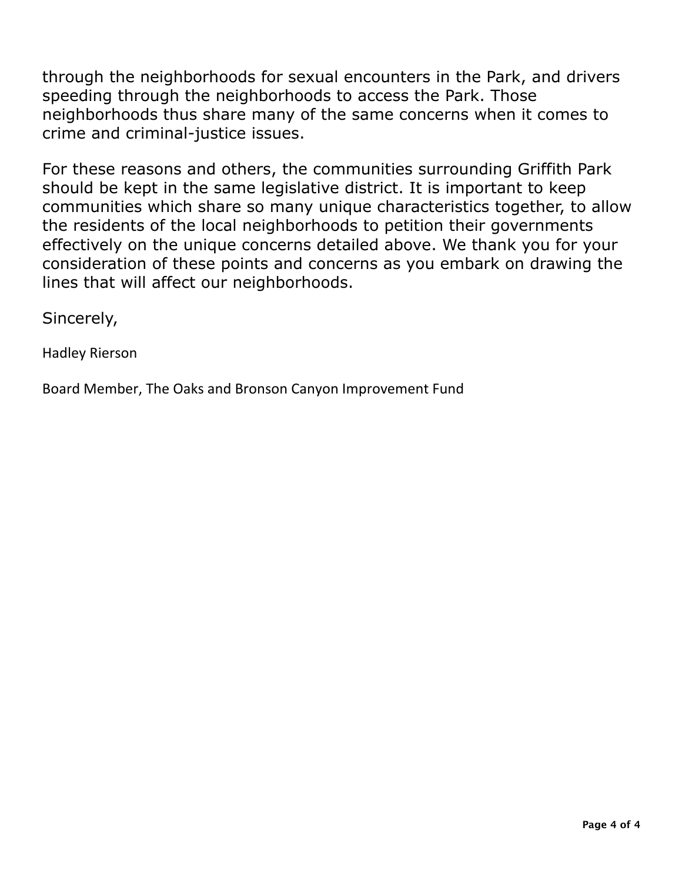through the neighborhoods for sexual encounters in the Park, and drivers speeding through the neighborhoods to access the Park. Those neighborhoods thus share many of the same concerns when it comes to crime and criminal-justice issues.

For these reasons and others, the communities surrounding Griffith Park should be kept in the same legislative district. It is important to keep communities which share so many unique characteristics together, to allow the residents of the local neighborhoods to petition their governments effectively on the unique concerns detailed above. We thank you for your consideration of these points and concerns as you embark on drawing the lines that will affect our neighborhoods.

Sincerely,

Hadley Rierson

Board Member, The Oaks and Bronson Canyon Improvement Fund